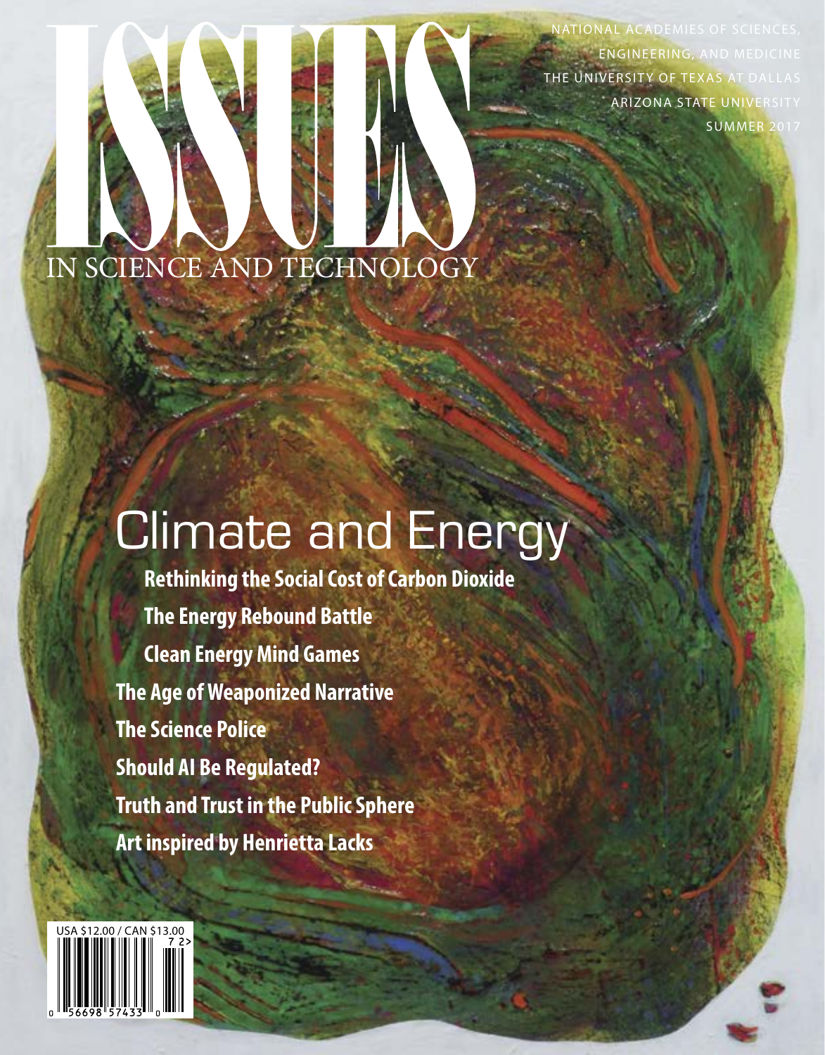# ISSUES IN SCIENCE AND TECHNOLOGY

NATIONAL ACADEMIES OF SCIENCES, ENGINEERING, AND MEDICINE
THE UNIVERSITY OF TEXAS AT DALLAS
ARIZONA STATE UNIVERSITY
SUMMER 2017

## Climate and Energy

**Rethinking the Social Cost of Carbon Dioxide**

**The Energy Rebound Battle**

**Clean Energy Mind Games**

**The Age of Weaponized Narrative**

**The Science Police**

**Should AI Be Regulated?**

**Truth and Trust in the Public Sphere**

**Art inspired by Henrietta Lacks**

USA $12.00 / CAN $13.00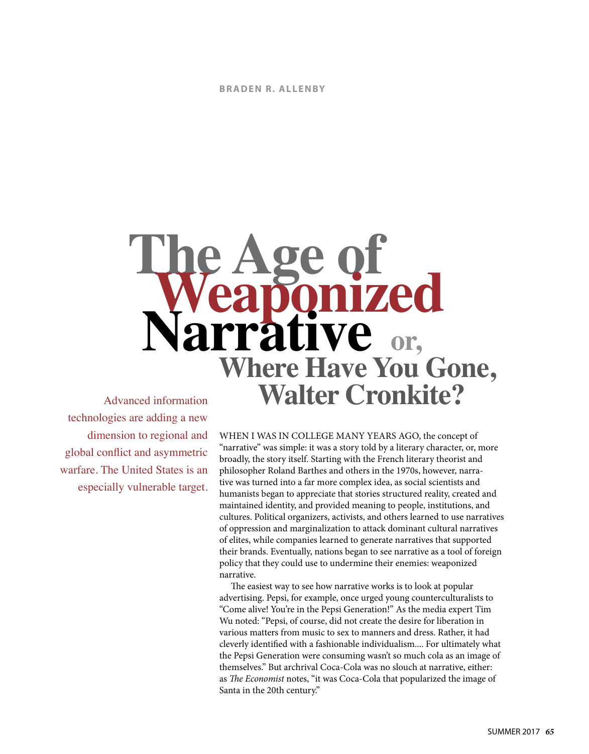BRADEN R. ALLENBY

# The Age of Weaponized Narrative or, Where Have You Gone, Walter Cronkite?

Advanced information technologies are adding a new dimension to regional and global conflict and asymmetric warfare. The United States is an especially vulnerable target.

WHEN I WAS IN COLLEGE MANY YEARS AGO, the concept of "narrative" was simple: it was a story told by a literary character, or, more broadly, the story itself. Starting with the French literary theorist and philosopher Roland Barthes and others in the 1970s, however, narrative was turned into a far more complex idea, as social scientists and humanists began to appreciate that stories structured reality, created and maintained identity, and provided meaning to people, institutions, and cultures. Political organizers, activists, and others learned to use narratives of oppression and marginalization to attack dominant cultural narratives of elites, while companies learned to generate narratives that supported their brands. Eventually, nations began to see narrative as a tool of foreign policy that they could use to undermine their enemies: weaponized narrative.

The easiest way to see how narrative works is to look at popular advertising. Pepsi, for example, once urged young counterculturalists to "Come alive! You're in the Pepsi Generation!" As the media expert Tim Wu noted: "Pepsi, of course, did not create the desire for liberation in various matters from music to sex to manners and dress. Rather, it had cleverly identified with a fashionable individualism.... For ultimately what the Pepsi Generation were consuming wasn't so much cola as an image of themselves." But archrival Coca-Cola was no slouch at narrative, either: as *The Economist* notes, "it was Coca-Cola that popularized the image of Santa in the 20th century."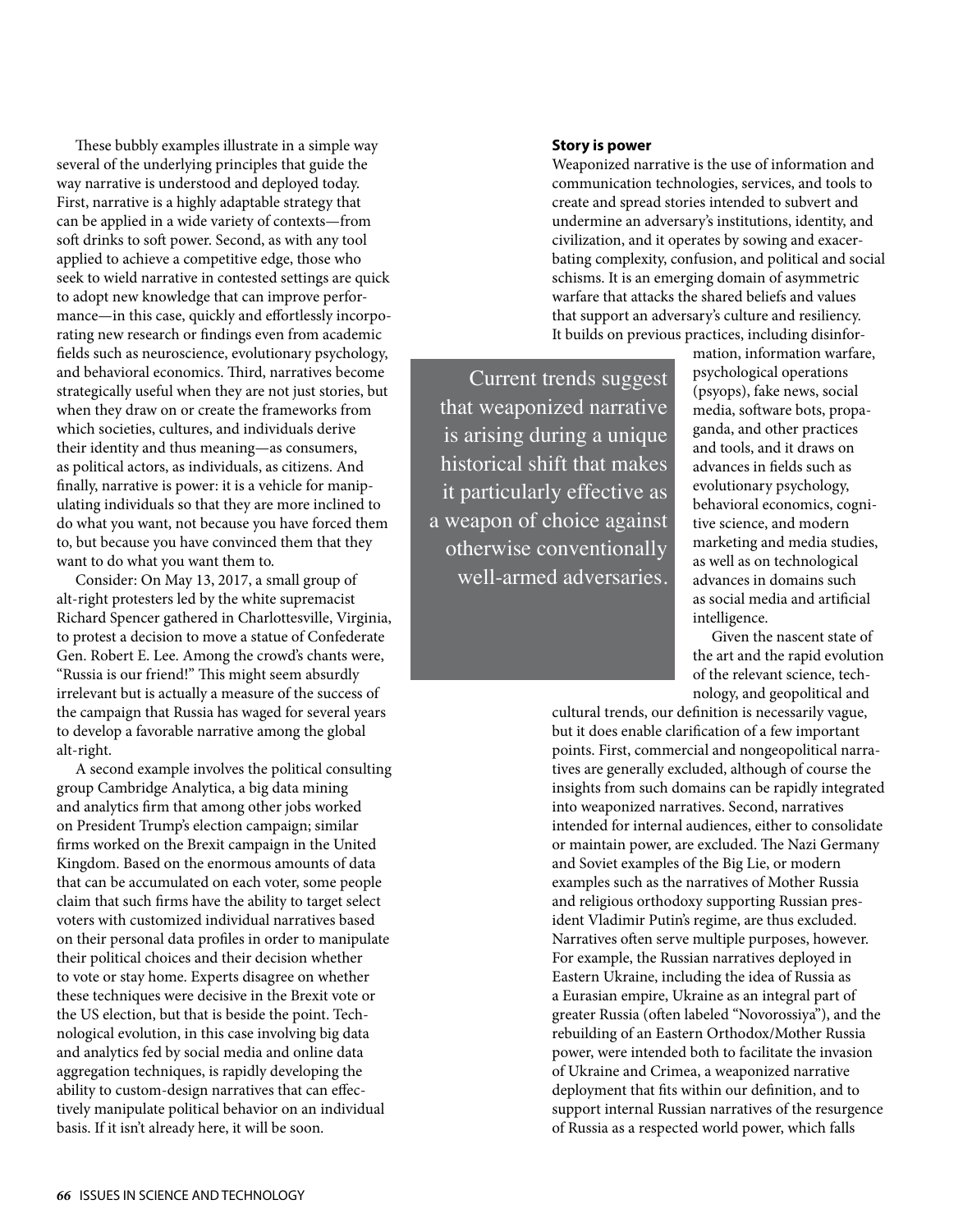These bubbly examples illustrate in a simple way several of the underlying principles that guide the way narrative is understood and deployed today. First, narrative is a highly adaptable strategy that can be applied in a wide variety of contexts—from soft drinks to soft power. Second, as with any tool applied to achieve a competitive edge, those who seek to wield narrative in contested settings are quick to adopt new knowledge that can improve performance—in this case, quickly and effortlessly incorporating new research or findings even from academic fields such as neuroscience, evolutionary psychology, and behavioral economics. Third, narratives become strategically useful when they are not just stories, but when they draw on or create the frameworks from which societies, cultures, and individuals derive their identity and thus meaning—as consumers, as political actors, as individuals, as citizens. And finally, narrative is power: it is a vehicle for manipulating individuals so that they are more inclined to do what you want, not because you have forced them to, but because you have convinced them that they want to do what you want them to.

Consider: On May 13, 2017, a small group of alt-right protesters led by the white supremacist Richard Spencer gathered in Charlottesville, Virginia, to protest a decision to move a statue of Confederate Gen. Robert E. Lee. Among the crowd's chants were, "Russia is our friend!" This might seem absurdly irrelevant but is actually a measure of the success of the campaign that Russia has waged for several years to develop a favorable narrative among the global alt-right.

A second example involves the political consulting group Cambridge Analytica, a big data mining and analytics firm that among other jobs worked on President Trump's election campaign; similar firms worked on the Brexit campaign in the United Kingdom. Based on the enormous amounts of data that can be accumulated on each voter, some people claim that such firms have the ability to target select voters with customized individual narratives based on their personal data profiles in order to manipulate their political choices and their decision whether to vote or stay home. Experts disagree on whether these techniques were decisive in the Brexit vote or the US election, but that is beside the point. Technological evolution, in this case involving big data and analytics fed by social media and online data aggregation techniques, is rapidly developing the ability to custom-design narratives that can effectively manipulate political behavior on an individual basis. If it isn't already here, it will be soon.

**Story is power**

Weaponized narrative is the use of information and communication technologies, services, and tools to create and spread stories intended to subvert and undermine an adversary's institutions, identity, and civilization, and it operates by sowing and exacerbating complexity, confusion, and political and social schisms. It is an emerging domain of asymmetric warfare that attacks the shared beliefs and values that support an adversary's culture and resiliency. It builds on previous practices, including disinformation, information warfare, psychological operations (psyops), fake news, social media, software bots, propaganda, and other practices and tools, and it draws on advances in fields such as evolutionary psychology, behavioral economics, cognitive science, and modern marketing and media studies, as well as on technological advances in domains such as social media and artificial intelligence.

> Current trends suggest that weaponized narrative is arising during a unique historical shift that makes it particularly effective as a weapon of choice against otherwise conventionally well-armed adversaries.

Given the nascent state of the art and the rapid evolution of the relevant science, technology, and geopolitical and cultural trends, our definition is necessarily vague, but it does enable clarification of a few important points. First, commercial and nongeopolitical narratives are generally excluded, although of course the insights from such domains can be rapidly integrated into weaponized narratives. Second, narratives intended for internal audiences, either to consolidate or maintain power, are excluded. The Nazi Germany and Soviet examples of the Big Lie, or modern examples such as the narratives of Mother Russia and religious orthodoxy supporting Russian president Vladimir Putin's regime, are thus excluded. Narratives often serve multiple purposes, however. For example, the Russian narratives deployed in Eastern Ukraine, including the idea of Russia as a Eurasian empire, Ukraine as an integral part of greater Russia (often labeled "Novorossiya"), and the rebuilding of an Eastern Orthodox/Mother Russia power, were intended both to facilitate the invasion of Ukraine and Crimea, a weaponized narrative deployment that fits within our definition, and to support internal Russian narratives of the resurgence of Russia as a respected world power, which falls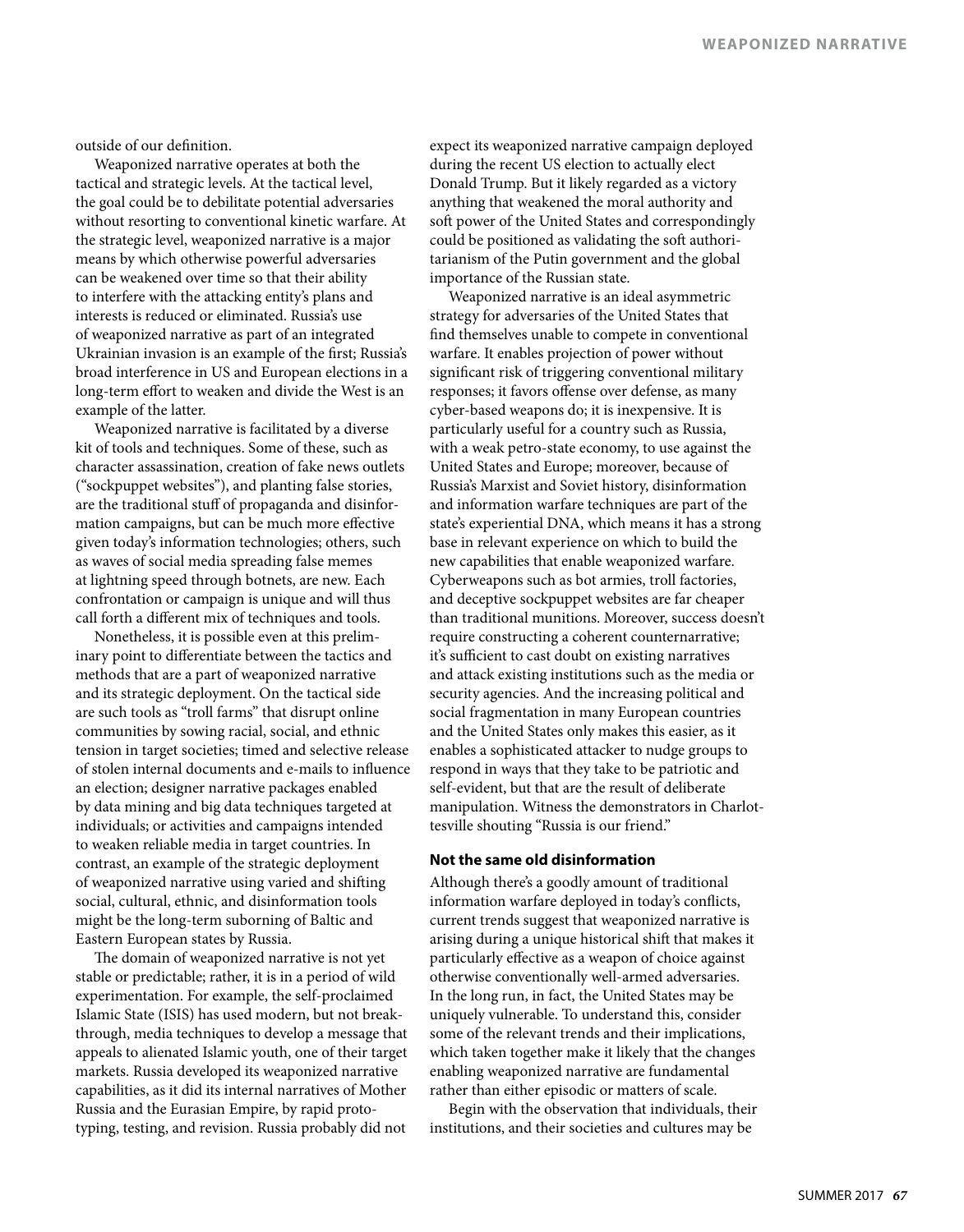outside of our definition.

Weaponized narrative operates at both the tactical and strategic levels. At the tactical level, the goal could be to debilitate potential adversaries without resorting to conventional kinetic warfare. At the strategic level, weaponized narrative is a major means by which otherwise powerful adversaries can be weakened over time so that their ability to interfere with the attacking entity's plans and interests is reduced or eliminated. Russia's use of weaponized narrative as part of an integrated Ukrainian invasion is an example of the first; Russia's broad interference in US and European elections in a long-term effort to weaken and divide the West is an example of the latter.

Weaponized narrative is facilitated by a diverse kit of tools and techniques. Some of these, such as character assassination, creation of fake news outlets ("sockpuppet websites"), and planting false stories, are the traditional stuff of propaganda and disinformation campaigns, but can be much more effective given today's information technologies; others, such as waves of social media spreading false memes at lightning speed through botnets, are new. Each confrontation or campaign is unique and will thus call forth a different mix of techniques and tools.

Nonetheless, it is possible even at this preliminary point to differentiate between the tactics and methods that are a part of weaponized narrative and its strategic deployment. On the tactical side are such tools as "troll farms" that disrupt online communities by sowing racial, social, and ethnic tension in target societies; timed and selective release of stolen internal documents and e-mails to influence an election; designer narrative packages enabled by data mining and big data techniques targeted at individuals; or activities and campaigns intended to weaken reliable media in target countries. In contrast, an example of the strategic deployment of weaponized narrative using varied and shifting social, cultural, ethnic, and disinformation tools might be the long-term suborning of Baltic and Eastern European states by Russia.

The domain of weaponized narrative is not yet stable or predictable; rather, it is in a period of wild experimentation. For example, the self-proclaimed Islamic State (ISIS) has used modern, but not breakthrough, media techniques to develop a message that appeals to alienated Islamic youth, one of their target markets. Russia developed its weaponized narrative capabilities, as it did its internal narratives of Mother Russia and the Eurasian Empire, by rapid prototyping, testing, and revision. Russia probably did not expect its weaponized narrative campaign deployed during the recent US election to actually elect Donald Trump. But it likely regarded as a victory anything that weakened the moral authority and soft power of the United States and correspondingly could be positioned as validating the soft authoritarianism of the Putin government and the global importance of the Russian state.

Weaponized narrative is an ideal asymmetric strategy for adversaries of the United States that find themselves unable to compete in conventional warfare. It enables projection of power without significant risk of triggering conventional military responses; it favors offense over defense, as many cyber-based weapons do; it is inexpensive. It is particularly useful for a country such as Russia, with a weak petro-state economy, to use against the United States and Europe; moreover, because of Russia's Marxist and Soviet history, disinformation and information warfare techniques are part of the state's experiential DNA, which means it has a strong base in relevant experience on which to build the new capabilities that enable weaponized warfare. Cyberweapons such as bot armies, troll factories, and deceptive sockpuppet websites are far cheaper than traditional munitions. Moreover, success doesn't require constructing a coherent counternarrative; it's sufficient to cast doubt on existing narratives and attack existing institutions such as the media or security agencies. And the increasing political and social fragmentation in many European countries and the United States only makes this easier, as it enables a sophisticated attacker to nudge groups to respond in ways that they take to be patriotic and self-evident, but that are the result of deliberate manipulation. Witness the demonstrators in Charlottesville shouting "Russia is our friend."

### Not the same old disinformation

Although there's a goodly amount of traditional information warfare deployed in today's conflicts, current trends suggest that weaponized narrative is arising during a unique historical shift that makes it particularly effective as a weapon of choice against otherwise conventionally well-armed adversaries. In the long run, in fact, the United States may be uniquely vulnerable. To understand this, consider some of the relevant trends and their implications, which taken together make it likely that the changes enabling weaponized narrative are fundamental rather than either episodic or matters of scale.

Begin with the observation that individuals, their institutions, and their societies and cultures may be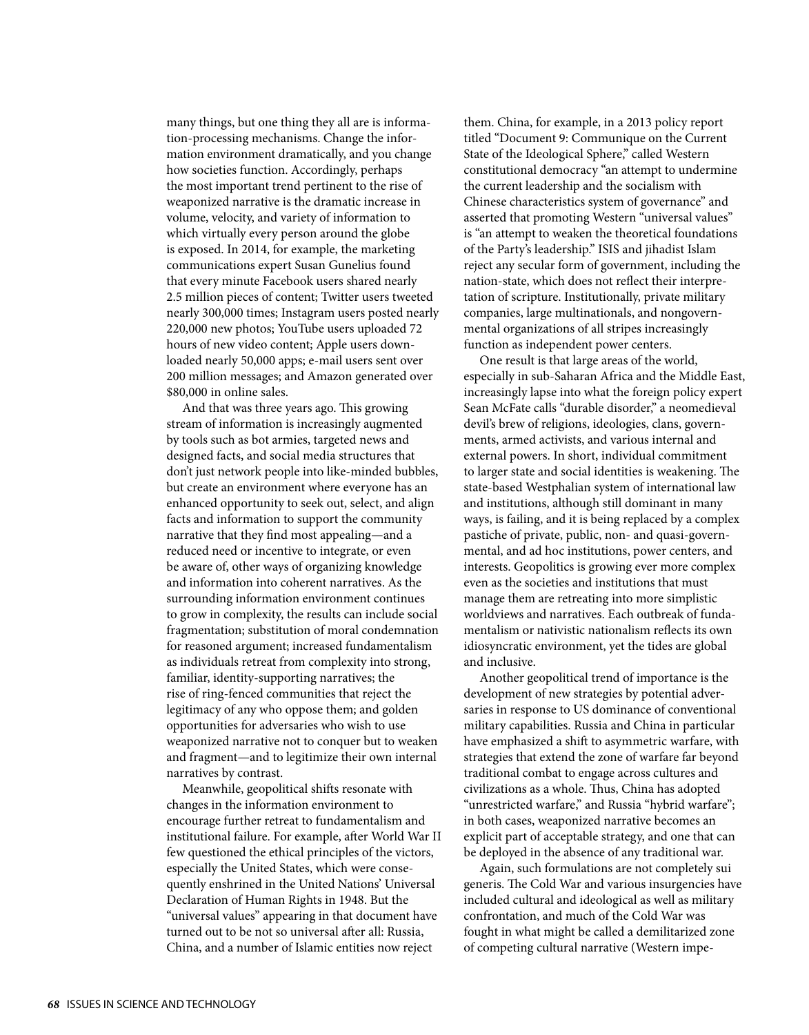many things, but one thing they all are is information-processing mechanisms. Change the information environment dramatically, and you change how societies function. Accordingly, perhaps the most important trend pertinent to the rise of weaponized narrative is the dramatic increase in volume, velocity, and variety of information to which virtually every person around the globe is exposed. In 2014, for example, the marketing communications expert Susan Gunelius found that every minute Facebook users shared nearly 2.5 million pieces of content; Twitter users tweeted nearly 300,000 times; Instagram users posted nearly 220,000 new photos; YouTube users uploaded 72 hours of new video content; Apple users downloaded nearly 50,000 apps; e-mail users sent over 200 million messages; and Amazon generated over $80,000 in online sales.

And that was three years ago. This growing stream of information is increasingly augmented by tools such as bot armies, targeted news and designed facts, and social media structures that don't just network people into like-minded bubbles, but create an environment where everyone has an enhanced opportunity to seek out, select, and align facts and information to support the community narrative that they find most appealing—and a reduced need or incentive to integrate, or even be aware of, other ways of organizing knowledge and information into coherent narratives. As the surrounding information environment continues to grow in complexity, the results can include social fragmentation; substitution of moral condemnation for reasoned argument; increased fundamentalism as individuals retreat from complexity into strong, familiar, identity-supporting narratives; the rise of ring-fenced communities that reject the legitimacy of any who oppose them; and golden opportunities for adversaries who wish to use weaponized narrative not to conquer but to weaken and fragment—and to legitimize their own internal narratives by contrast.

Meanwhile, geopolitical shifts resonate with changes in the information environment to encourage further retreat to fundamentalism and institutional failure. For example, after World War II few questioned the ethical principles of the victors, especially the United States, which were consequently enshrined in the United Nations' Universal Declaration of Human Rights in 1948. But the "universal values" appearing in that document have turned out to be not so universal after all: Russia, China, and a number of Islamic entities now reject them. China, for example, in a 2013 policy report titled "Document 9: Communique on the Current State of the Ideological Sphere," called Western constitutional democracy "an attempt to undermine the current leadership and the socialism with Chinese characteristics system of governance" and asserted that promoting Western "universal values" is "an attempt to weaken the theoretical foundations of the Party's leadership." ISIS and jihadist Islam reject any secular form of government, including the nation-state, which does not reflect their interpretation of scripture. Institutionally, private military companies, large multinationals, and nongovernmental organizations of all stripes increasingly function as independent power centers.

One result is that large areas of the world, especially in sub-Saharan Africa and the Middle East, increasingly lapse into what the foreign policy expert Sean McFate calls "durable disorder," a neomedieval devil's brew of religions, ideologies, clans, governments, armed activists, and various internal and external powers. In short, individual commitment to larger state and social identities is weakening. The state-based Westphalian system of international law and institutions, although still dominant in many ways, is failing, and it is being replaced by a complex pastiche of private, public, non- and quasi-governmental, and ad hoc institutions, power centers, and interests. Geopolitics is growing ever more complex even as the societies and institutions that must manage them are retreating into more simplistic worldviews and narratives. Each outbreak of fundamentalism or nativistic nationalism reflects its own idiosyncratic environment, yet the tides are global and inclusive.

Another geopolitical trend of importance is the development of new strategies by potential adversaries in response to US dominance of conventional military capabilities. Russia and China in particular have emphasized a shift to asymmetric warfare, with strategies that extend the zone of warfare far beyond traditional combat to engage across cultures and civilizations as a whole. Thus, China has adopted "unrestricted warfare," and Russia "hybrid warfare"; in both cases, weaponized narrative becomes an explicit part of acceptable strategy, and one that can be deployed in the absence of any traditional war.

Again, such formulations are not completely sui generis. The Cold War and various insurgencies have included cultural and ideological as well as military confrontation, and much of the Cold War was fought in what might be called a demilitarized zone of competing cultural narrative (Western impe-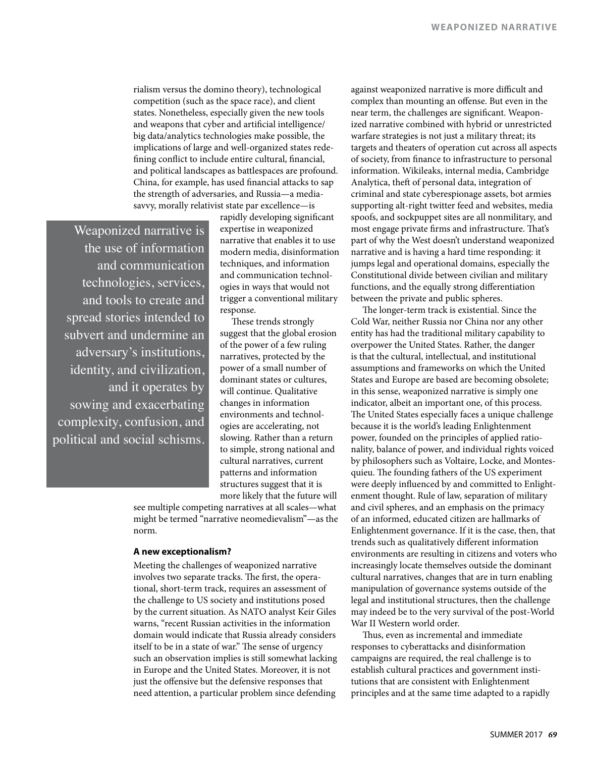rialism versus the domino theory), technological competition (such as the space race), and client states. Nonetheless, especially given the new tools and weapons that cyber and artificial intelligence/big data/analytics technologies make possible, the implications of large and well-organized states redefining conflict to include entire cultural, financial, and political landscapes as battlespaces are profound. China, for example, has used financial attacks to sap the strength of adversaries, and Russia—a media-savvy, morally relativist state par excellence—is rapidly developing significant expertise in weaponized narrative that enables it to use modern media, disinformation techniques, and information and communication technologies in ways that would not trigger a conventional military response.

> Weaponized narrative is the use of information and communication technologies, services, and tools to create and spread stories intended to subvert and undermine an adversary's institutions, identity, and civilization, and it operates by sowing and exacerbating complexity, confusion, and political and social schisms.

These trends strongly suggest that the global erosion of the power of a few ruling narratives, protected by the power of a small number of dominant states or cultures, will continue. Qualitative changes in information environments and technologies are accelerating, not slowing. Rather than a return to simple, strong national and cultural narratives, current patterns and information structures suggest that it is more likely that the future will see multiple competing narratives at all scales—what might be termed "narrative neomedievalism"—as the norm.

**A new exceptionalism?**

Meeting the challenges of weaponized narrative involves two separate tracks. The first, the operational, short-term track, requires an assessment of the challenge to US society and institutions posed by the current situation. As NATO analyst Keir Giles warns, "recent Russian activities in the information domain would indicate that Russia already considers itself to be in a state of war." The sense of urgency such an observation implies is still somewhat lacking in Europe and the United States. Moreover, it is not just the offensive but the defensive responses that need attention, a particular problem since defending against weaponized narrative is more difficult and complex than mounting an offense. But even in the near term, the challenges are significant. Weaponized narrative combined with hybrid or unrestricted warfare strategies is not just a military threat; its targets and theaters of operation cut across all aspects of society, from finance to infrastructure to personal information. Wikileaks, internal media, Cambridge Analytica, theft of personal data, integration of criminal and state cyberespionage assets, bot armies supporting alt-right twitter feed and websites, media spoofs, and sockpuppet sites are all nonmilitary, and most engage private firms and infrastructure. That's part of why the West doesn't understand weaponized narrative and is having a hard time responding: it jumps legal and operational domains, especially the Constitutional divide between civilian and military functions, and the equally strong differentiation between the private and public spheres.

The longer-term track is existential. Since the Cold War, neither Russia nor China nor any other entity has had the traditional military capability to overpower the United States. Rather, the danger is that the cultural, intellectual, and institutional assumptions and frameworks on which the United States and Europe are based are becoming obsolete; in this sense, weaponized narrative is simply one indicator, albeit an important one, of this process. The United States especially faces a unique challenge because it is the world's leading Enlightenment power, founded on the principles of applied rationality, balance of power, and individual rights voiced by philosophers such as Voltaire, Locke, and Montesquieu. The founding fathers of the US experiment were deeply influenced by and committed to Enlightenment thought. Rule of law, separation of military and civil spheres, and an emphasis on the primacy of an informed, educated citizen are hallmarks of Enlightenment governance. If it is the case, then, that trends such as qualitatively different information environments are resulting in citizens and voters who increasingly locate themselves outside the dominant cultural narratives, changes that are in turn enabling manipulation of governance systems outside of the legal and institutional structures, then the challenge may indeed be to the very survival of the post-World War II Western world order.

Thus, even as incremental and immediate responses to cyberattacks and disinformation campaigns are required, the real challenge is to establish cultural practices and government institutions that are consistent with Enlightenment principles and at the same time adapted to a rapidly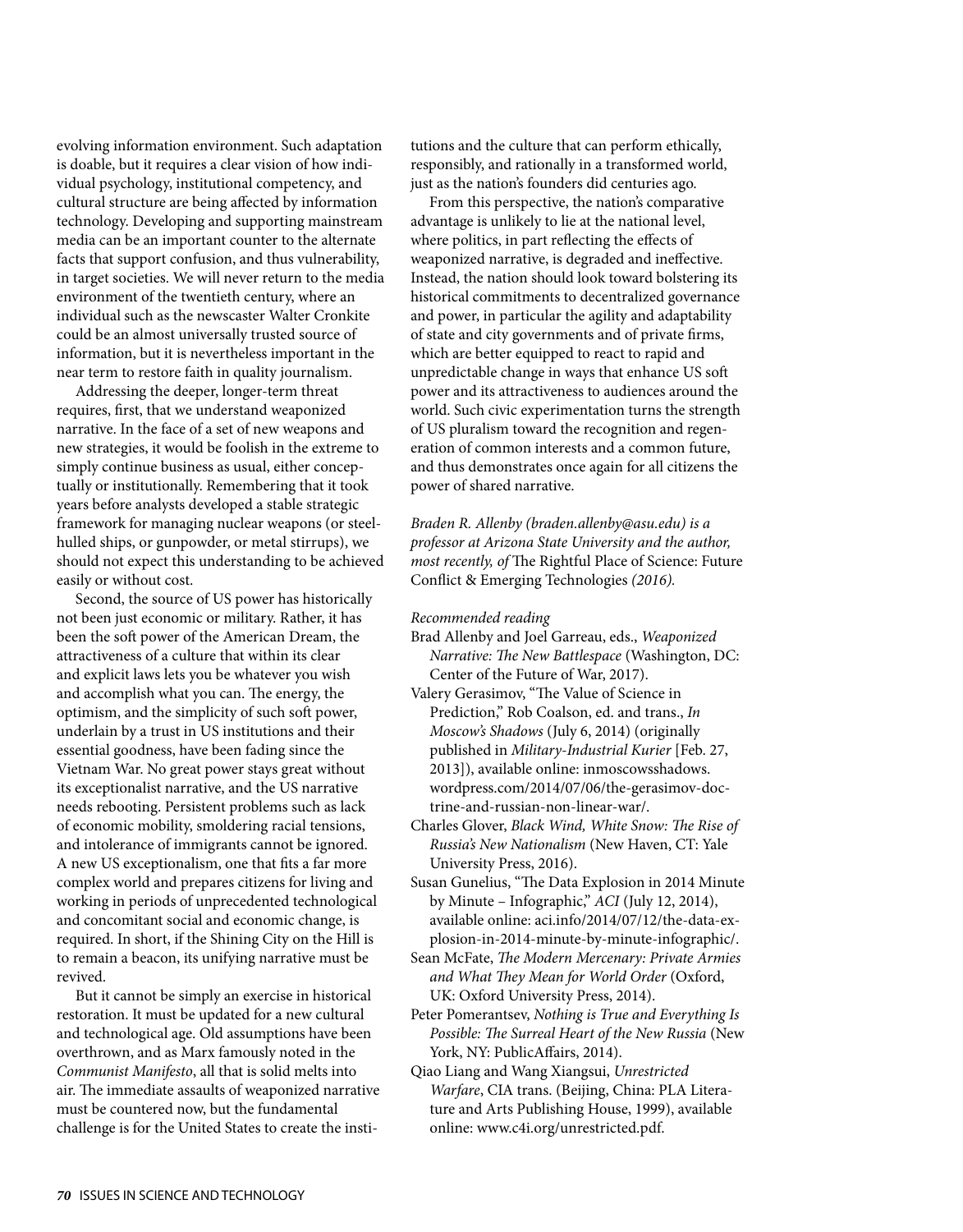evolving information environment. Such adaptation is doable, but it requires a clear vision of how individual psychology, institutional competency, and cultural structure are being affected by information technology. Developing and supporting mainstream media can be an important counter to the alternate facts that support confusion, and thus vulnerability, in target societies. We will never return to the media environment of the twentieth century, where an individual such as the newscaster Walter Cronkite could be an almost universally trusted source of information, but it is nevertheless important in the near term to restore faith in quality journalism.

Addressing the deeper, longer-term threat requires, first, that we understand weaponized narrative. In the face of a set of new weapons and new strategies, it would be foolish in the extreme to simply continue business as usual, either conceptually or institutionally. Remembering that it took years before analysts developed a stable strategic framework for managing nuclear weapons (or steel-hulled ships, or gunpowder, or metal stirrups), we should not expect this understanding to be achieved easily or without cost.

Second, the source of US power has historically not been just economic or military. Rather, it has been the soft power of the American Dream, the attractiveness of a culture that within its clear and explicit laws lets you be whatever you wish and accomplish what you can. The energy, the optimism, and the simplicity of such soft power, underlain by a trust in US institutions and their essential goodness, have been fading since the Vietnam War. No great power stays great without its exceptionalist narrative, and the US narrative needs rebooting. Persistent problems such as lack of economic mobility, smoldering racial tensions, and intolerance of immigrants cannot be ignored. A new US exceptionalism, one that fits a far more complex world and prepares citizens for living and working in periods of unprecedented technological and concomitant social and economic change, is required. In short, if the Shining City on the Hill is to remain a beacon, its unifying narrative must be revived.

But it cannot be simply an exercise in historical restoration. It must be updated for a new cultural and technological age. Old assumptions have been overthrown, and as Marx famously noted in the *Communist Manifesto*, all that is solid melts into air. The immediate assaults of weaponized narrative must be countered now, but the fundamental challenge is for the United States to create the institutions and the culture that can perform ethically, responsibly, and rationally in a transformed world, just as the nation's founders did centuries ago.

From this perspective, the nation's comparative advantage is unlikely to lie at the national level, where politics, in part reflecting the effects of weaponized narrative, is degraded and ineffective. Instead, the nation should look toward bolstering its historical commitments to decentralized governance and power, in particular the agility and adaptability of state and city governments and of private firms, which are better equipped to react to rapid and unpredictable change in ways that enhance US soft power and its attractiveness to audiences around the world. Such civic experimentation turns the strength of US pluralism toward the recognition and regeneration of common interests and a common future, and thus demonstrates once again for all citizens the power of shared narrative.

*Braden R. Allenby (braden.allenby@asu.edu) is a professor at Arizona State University and the author, most recently, of* The Rightful Place of Science: Future Conflict & Emerging Technologies *(2016).*

*Recommended reading*

Brad Allenby and Joel Garreau, eds., *Weaponized Narrative: The New Battlespace* (Washington, DC: Center of the Future of War, 2017).

Valery Gerasimov, "The Value of Science in Prediction," Rob Coalson, ed. and trans., *In Moscow's Shadows* (July 6, 2014) (originally published in *Military-Industrial Kurier* [Feb. 27, 2013]), available online: inmoscowsshadows.wordpress.com/2014/07/06/the-gerasimov-doctrine-and-russian-non-linear-war/.

Charles Glover, *Black Wind, White Snow: The Rise of Russia's New Nationalism* (New Haven, CT: Yale University Press, 2016).

Susan Gunelius, "The Data Explosion in 2014 Minute by Minute – Infographic," *ACI* (July 12, 2014), available online: aci.info/2014/07/12/the-data-explosion-in-2014-minute-by-minute-infographic/.

Sean McFate, *The Modern Mercenary: Private Armies and What They Mean for World Order* (Oxford, UK: Oxford University Press, 2014).

Peter Pomerantsev, *Nothing is True and Everything Is Possible: The Surreal Heart of the New Russia* (New York, NY: PublicAffairs, 2014).

Qiao Liang and Wang Xiangsui, *Unrestricted Warfare*, CIA trans. (Beijing, China: PLA Literature and Arts Publishing House, 1999), available online: www.c4i.org/unrestricted.pdf.